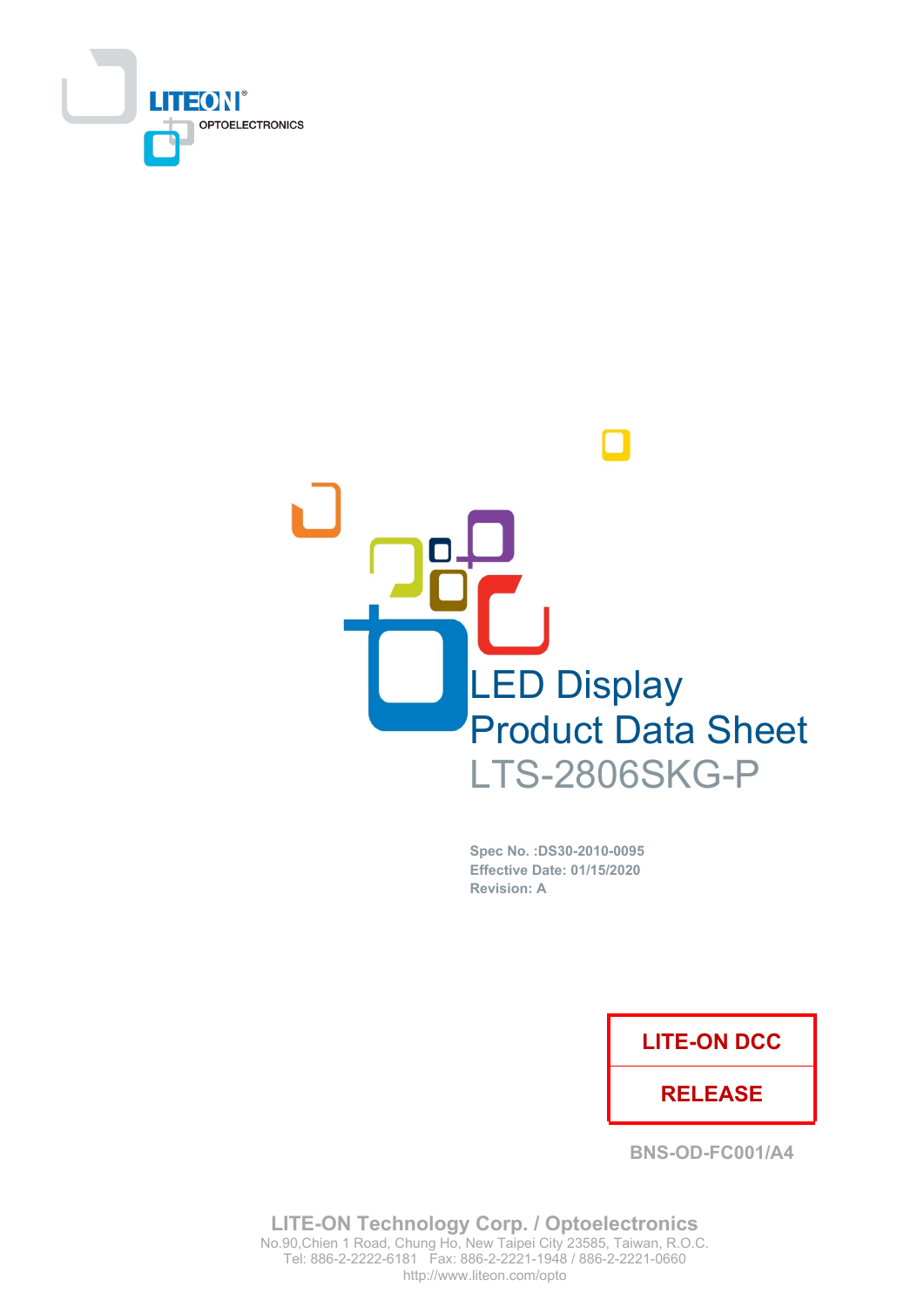LITEON®
OPTOELECTRONICS

# LED Display
# Product Data Sheet
# LTS-2806SKG-P

**Spec No. :DS30-2010-0095**
**Effective Date: 01/15/2020**
**Revision: A**

| LITE-ON DCC |
| --- |
| RELEASE |

BNS-OD-FC001/A4

**LITE-ON Technology Corp. / Optoelectronics**
No.90,Chien 1 Road, Chung Ho, New Taipei City 23585, Taiwan, R.O.C.
Tel: 886-2-2222-6181 Fax: 886-2-2221-1948 / 886-2-2221-0660
http://www.liteon.com/opto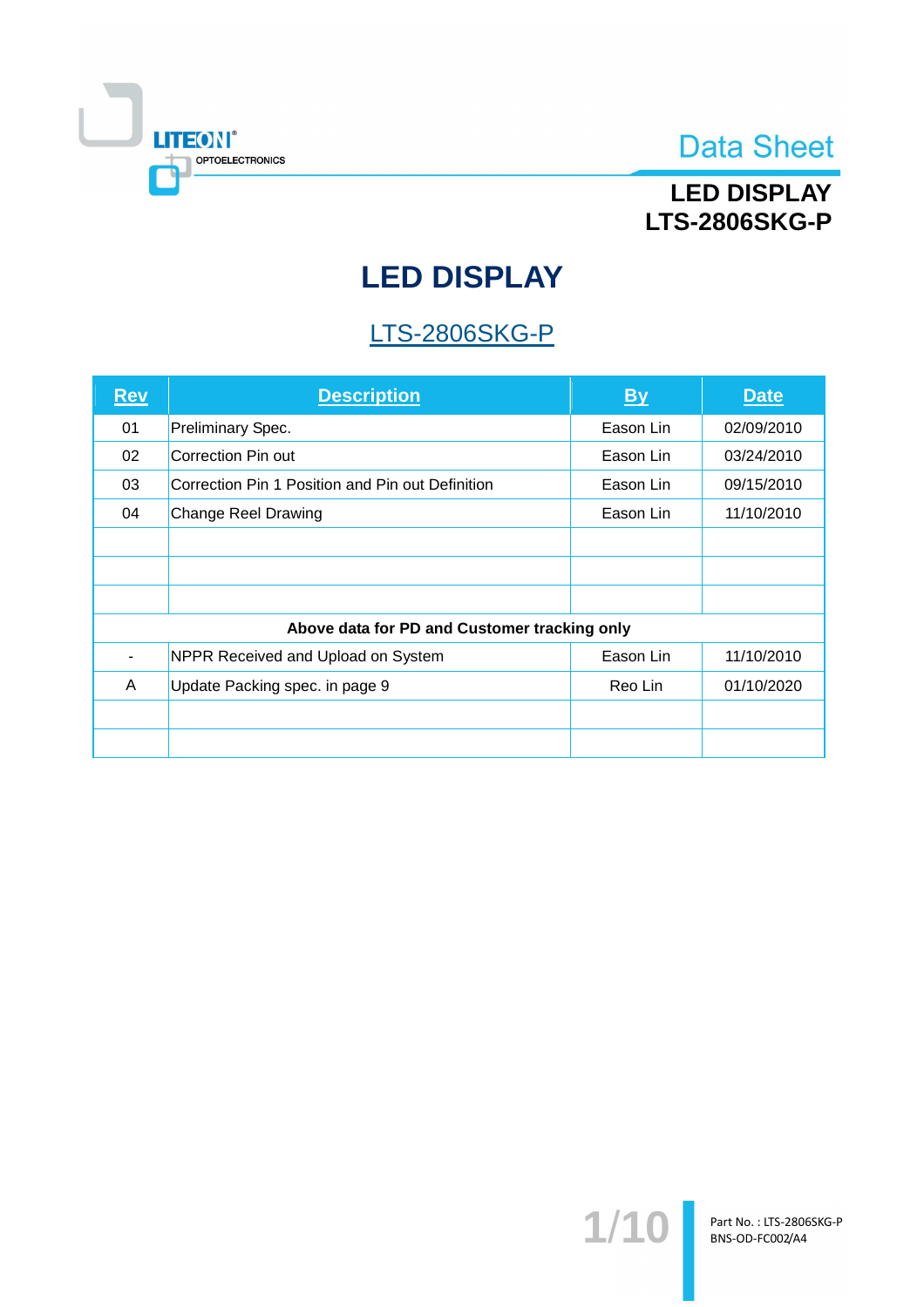# LED DISPLAY

## LTS-2806SKG-P

| Rev | Description | By | Date |
|---|---|---|---|
| 01 | Preliminary Spec. | Eason Lin | 02/09/2010 |
| 02 | Correction Pin out | Eason Lin | 03/24/2010 |
| 03 | Correction Pin 1 Position and Pin out Definition | Eason Lin | 09/15/2010 |
| 04 | Change Reel Drawing | Eason Lin | 11/10/2010 |
| | | | |
| | | | |
| | | | |
| **Above data for PD and Customer tracking only** | | | |
| - | NPPR Received and Upload on System | Eason Lin | 11/10/2010 |
| A | Update Packing spec. in page 9 | Reo Lin | 01/10/2020 |
| | | | |
| | | | |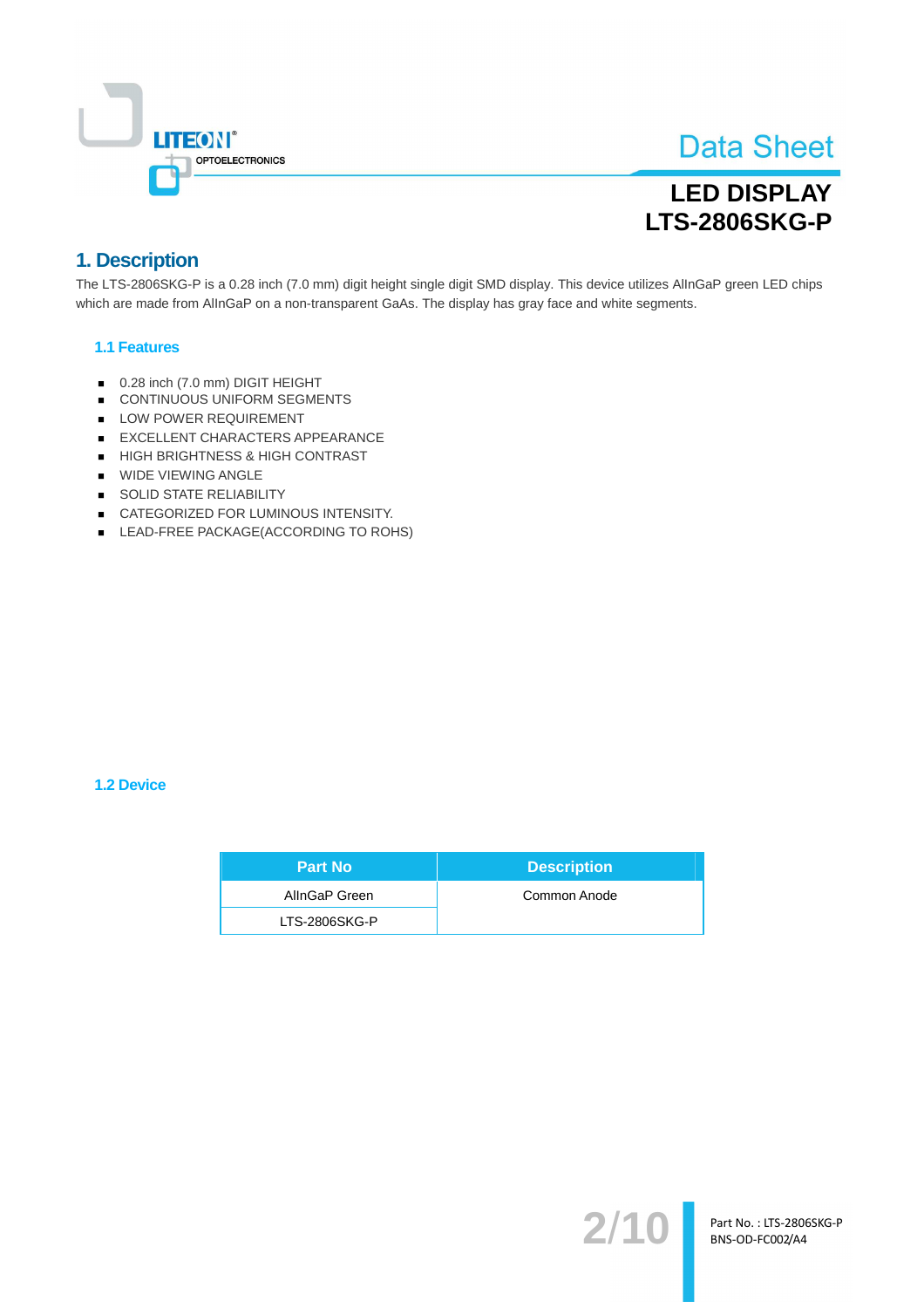# LED DISPLAY
# LTS-2806SKG-P

## 1. Description

The LTS-2806SKG-P is a 0.28 inch (7.0 mm) digit height single digit SMD display. This device utilizes AlInGaP green LED chips which are made from AlInGaP on a non-transparent GaAs. The display has gray face and white segments.

### 1.1 Features

- 0.28 inch (7.0 mm) DIGIT HEIGHT
- CONTINUOUS UNIFORM SEGMENTS
- LOW POWER REQUIREMENT
- EXCELLENT CHARACTERS APPEARANCE
- HIGH BRIGHTNESS & HIGH CONTRAST
- WIDE VIEWING ANGLE
- SOLID STATE RELIABILITY
- CATEGORIZED FOR LUMINOUS INTENSITY.
- LEAD-FREE PACKAGE(ACCORDING TO ROHS)

### 1.2 Device

| Part No | Description |
|---|---|
| AlInGaP Green | Common Anode |
| LTS-2806SKG-P | |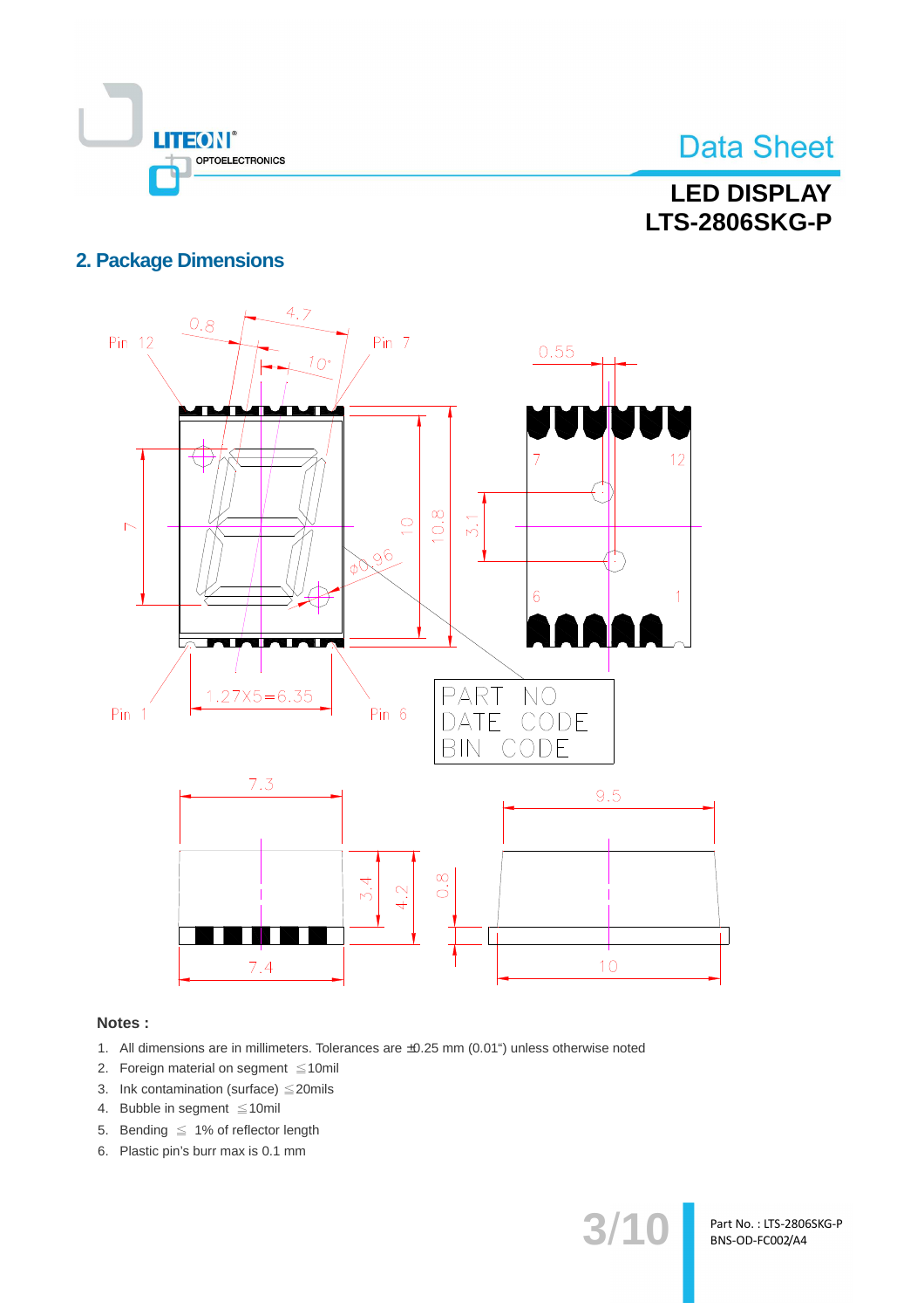## 2. Package Dimensions

**Notes :**

1. All dimensions are in millimeters. Tolerances are ±0.25 mm (0.01") unless otherwise noted
2. Foreign material on segment ≦10mil
3. Ink contamination (surface) ≦20mils
4. Bubble in segment ≦10mil
5. Bending ≦ 1% of reflector length
6. Plastic pin's burr max is 0.1 mm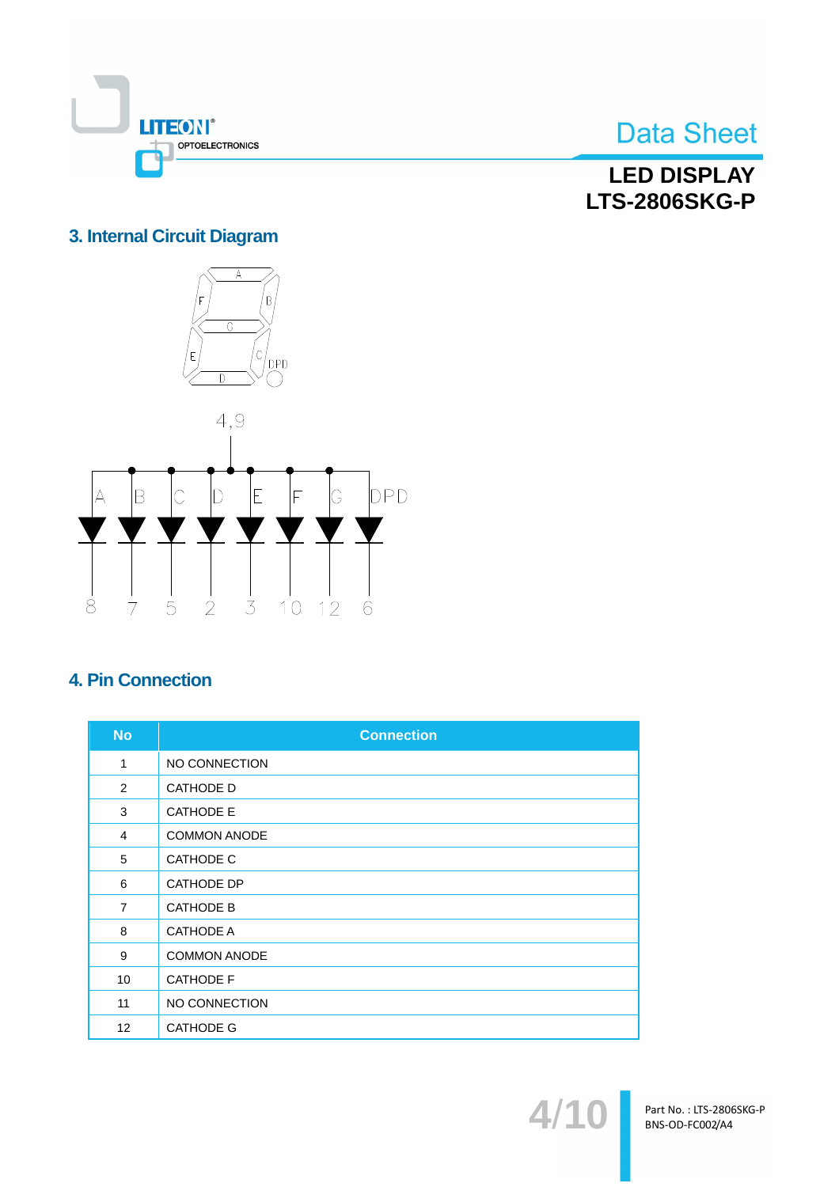## 3. Internal Circuit Diagram

A, B, C, D, E, F, G, DPD

4,9

8 7 5 2 3 10 12 6

## 4. Pin Connection

| No | Connection |
|---|---|
| 1 | NO CONNECTION |
| 2 | CATHODE D |
| 3 | CATHODE E |
| 4 | COMMON ANODE |
| 5 | CATHODE C |
| 6 | CATHODE DP |
| 7 | CATHODE B |
| 8 | CATHODE A |
| 9 | COMMON ANODE |
| 10 | CATHODE F |
| 11 | NO CONNECTION |
| 12 | CATHODE G |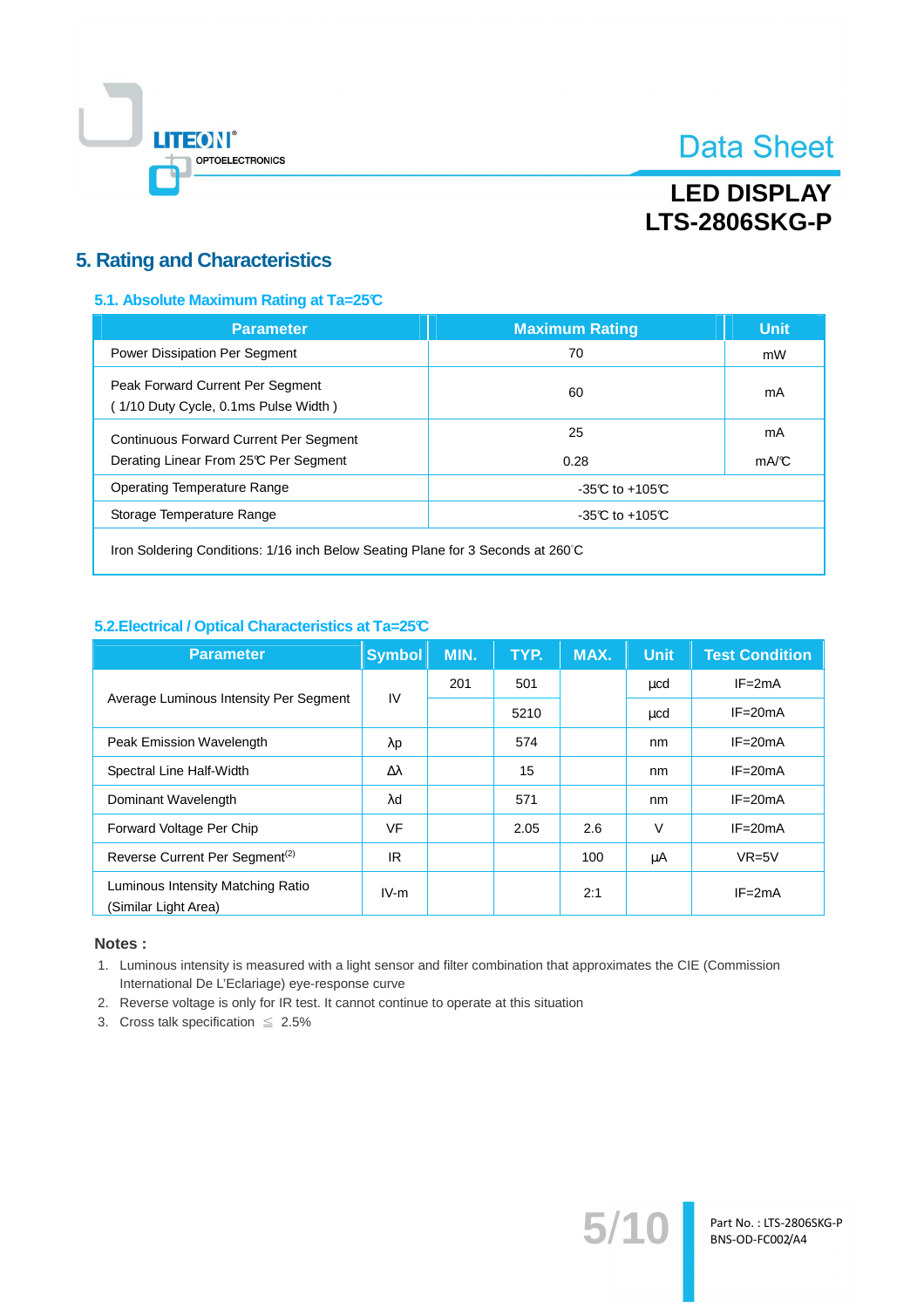## 5. Rating and Characteristics

### 5.1. Absolute Maximum Rating at Ta=25℃

| Parameter | Maximum Rating | Unit |
|---|---|---|
| Power Dissipation Per Segment | 70 | mW |
| Peak Forward Current Per Segment<br>( 1/10 Duty Cycle, 0.1ms Pulse Width ) | 60 | mA |
| Continuous Forward Current Per Segment<br>Derating Linear From 25℃ Per Segment | 25<br>0.28 | mA<br>mA/℃ |
| Operating Temperature Range | -35℃ to +105℃ | |
| Storage Temperature Range | -35℃ to +105℃ | |
| Iron Soldering Conditions: 1/16 inch Below Seating Plane for 3 Seconds at 260°C | | |

### 5.2.Electrical / Optical Characteristics at Ta=25℃

| Parameter | Symbol | MIN. | TYP. | MAX. | Unit | Test Condition |
|---|---|---|---|---|---|---|
| Average Luminous Intensity Per Segment | IV | 201 | 501 | | μcd | IF=2mA |
| | | | 5210 | | μcd | IF=20mA |
| Peak Emission Wavelength | λp | | 574 | | nm | IF=20mA |
| Spectral Line Half-Width | Δλ | | 15 | | nm | IF=20mA |
| Dominant Wavelength | λd | | 571 | | nm | IF=20mA |
| Forward Voltage Per Chip | VF | | 2.05 | 2.6 | V | IF=20mA |
| Reverse Current Per Segment(2) | IR | | | 100 | μA | VR=5V |
| Luminous Intensity Matching Ratio (Similar Light Area) | IV-m | | | 2:1 | | IF=2mA |

**Notes :**

1. Luminous intensity is measured with a light sensor and filter combination that approximates the CIE (Commission International De L'Eclariage) eye-response curve
2. Reverse voltage is only for IR test. It cannot continue to operate at this situation
3. Cross talk specification ≦ 2.5%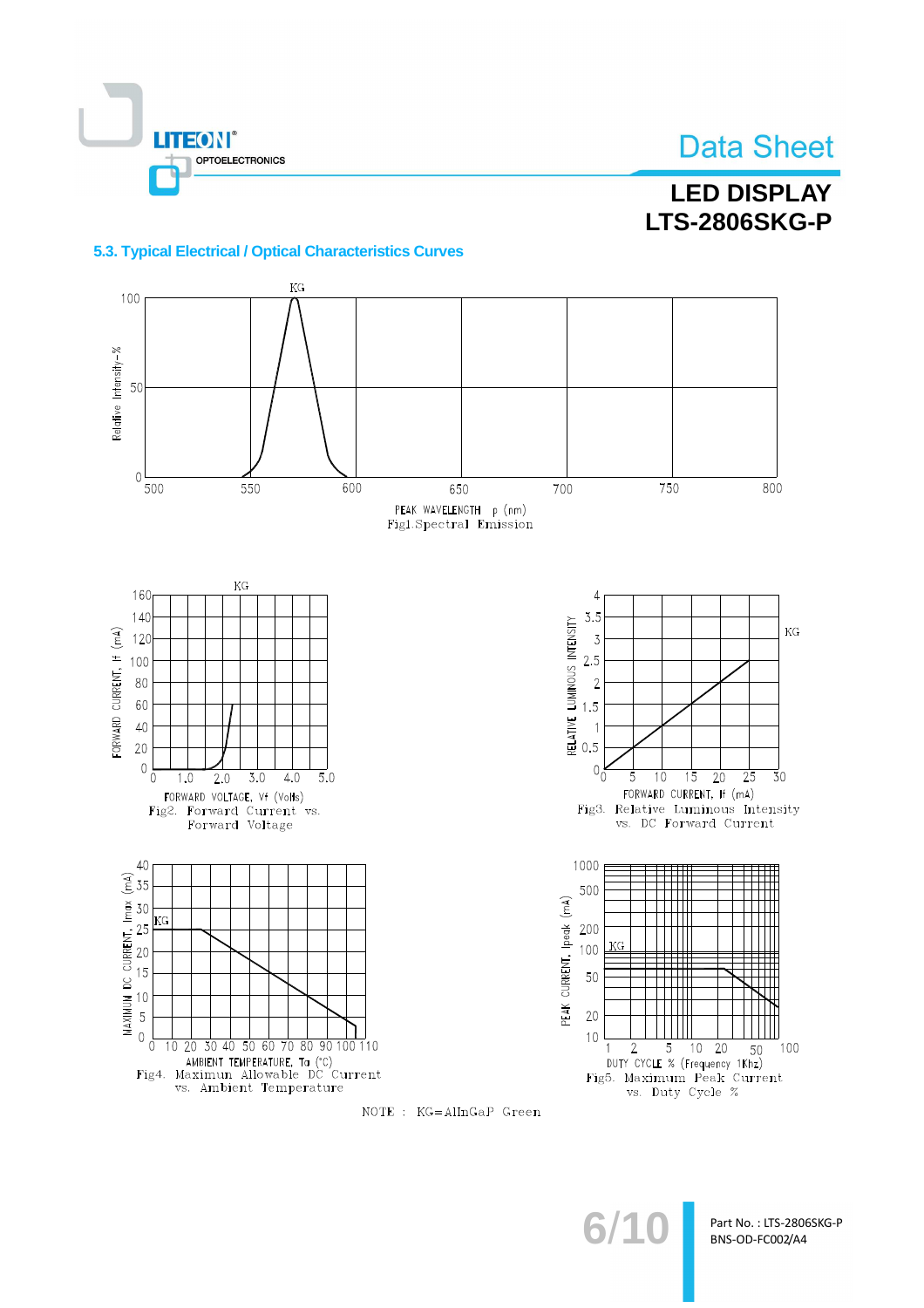## 5.3. Typical Electrical / Optical Characteristics Curves

KG

Relative Intensity-%

PEAK WAVELENGTH λp (nm)

Fig1.Spectral Emission

KG

FORWARD CURRENT, If (mA)

FORWARD VOLTAGE, Vf (Volts)

Fig2. Forward Current vs. Forward Voltage

KG

RELATIVE LUMINOUS INTENSITY

FORWARD CURRENT, If (mA)

Fig3. Relative Luminous Intensity vs. DC Forward Current

KG

MAXIMUM DC CURRENT, Imax (mA)

AMBIENT TEMPERATURE, Ta (°C)

Fig4. Maximum Allowable DC Current vs. Ambient Temperature

KG

PEAK CURRENT, Ipeak (mA)

DUTY CYCLE % (Frequency 1Khz)

Fig5. Maximum Peak Current vs. Duty Cycle %

NOTE : KG=AlInGaP Green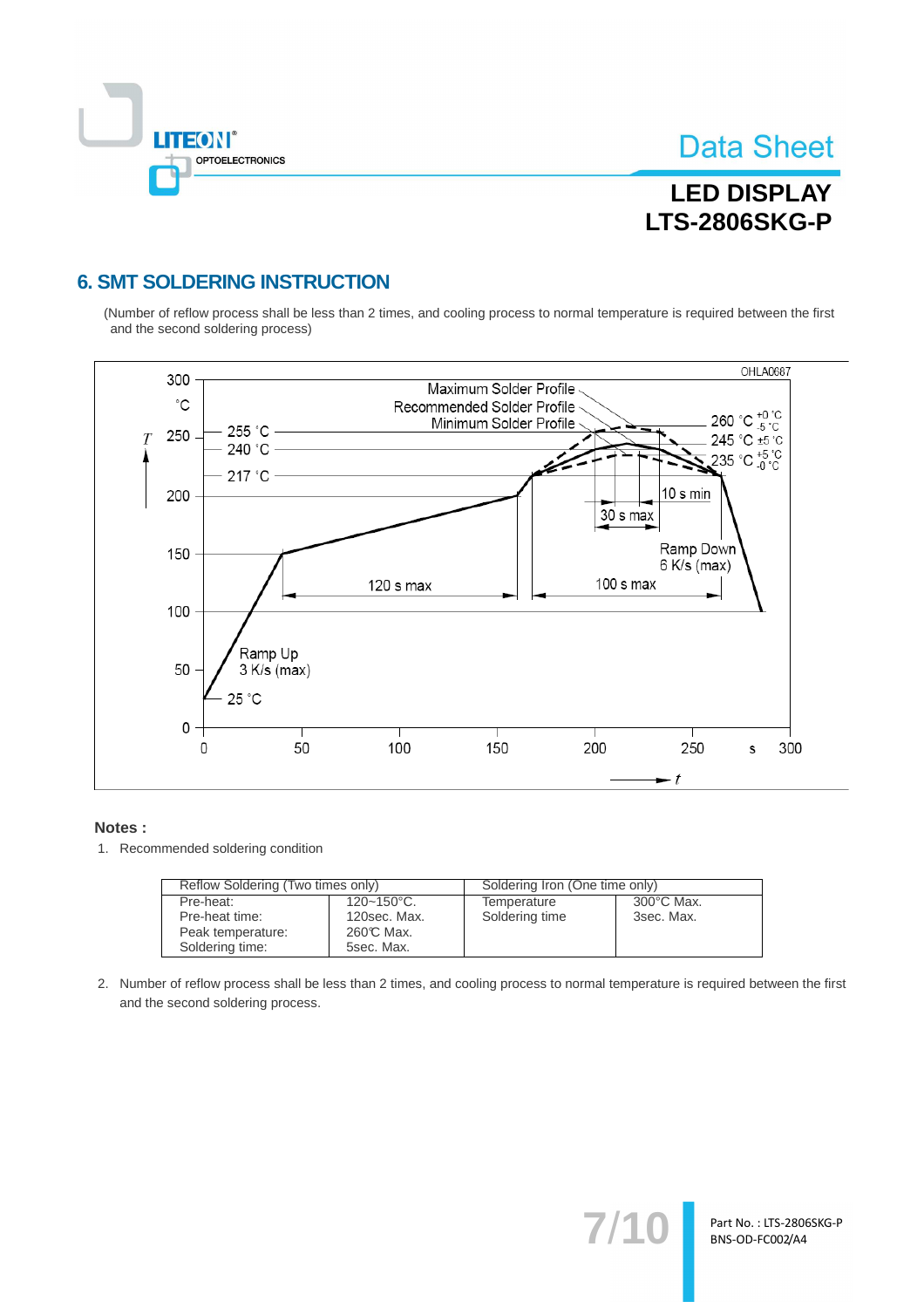## 6. SMT SOLDERING INSTRUCTION

(Number of reflow process shall be less than 2 times, and cooling process to normal temperature is required between the first and the second soldering process)

**Notes :**

1. Recommended soldering condition

| Reflow Soldering (Two times only) | | Soldering Iron (One time only) | |
|---|---|---|---|
| Pre-heat:<br>Pre-heat time:<br>Peak temperature:<br>Soldering time: | 120~150°C.<br>120sec. Max.<br>260℃ Max.<br>5sec. Max. | Temperature<br>Soldering time | 300°C Max.<br>3sec. Max. |

2. Number of reflow process shall be less than 2 times, and cooling process to normal temperature is required between the first and the second soldering process.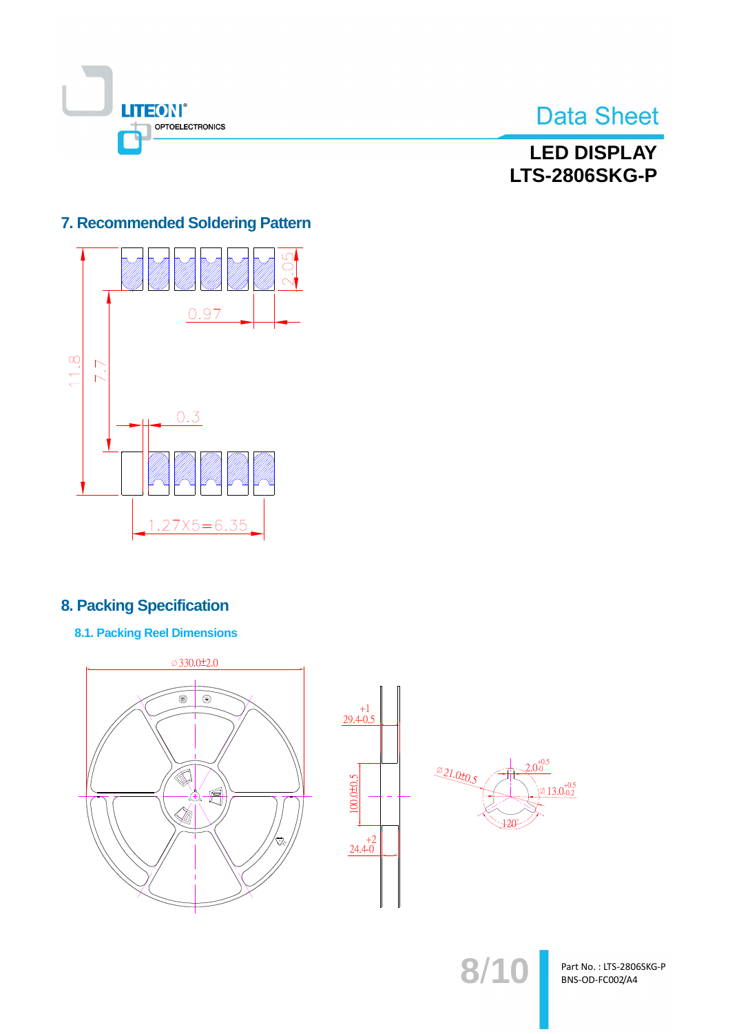## 7. Recommended Soldering Pattern

0.97

2.05

11.8

7.7

0.3

1.27X5=6.35

## 8. Packing Specification

### 8.1. Packing Reel Dimensions

∅330.0±2.0

$29.4^{+1}_{-0.5}$

100.0±0.5

$24.4^{+2}_{-0}$

∅21.0±0.5

$2.0^{+0.5}_{-0}$

∅$13.0^{+0.5}_{-0.2}$

120°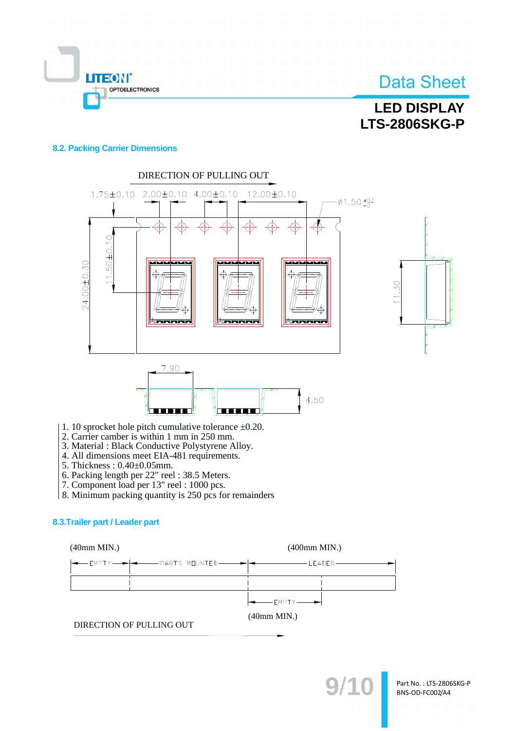### 8.2. Packing Carrier Dimensions

DIRECTION OF PULLING OUT

1.75±0.10 2.00±0.10 4.00±0.10 12.00±0.10 Ø1.50 $^{+0.1}_{-0}$

24.00±0.30 11.50±0.10 11.30

7.90 4.50

1. 10 sprocket hole pitch cumulative tolerance ±0.20.
2. Carrier camber is within 1 mm in 250 mm.
3. Material : Black Conductive Polystyrene Alloy.
4. All dimensions meet EIA-481 requirements.
5. Thickness : 0.40±0.05mm.
6. Packing length per 22" reel : 38.5 Meters.
7. Component load per 13" reel : 1000 pcs.
8. Minimum packing quantity is 250 pcs for remainders

### 8.3.Trailer part / Leader part

(40mm MIN.) (400mm MIN.)

EMPTY PARTS MOUNTED LEADER

EMPTY

(40mm MIN.)

DIRECTION OF PULLING OUT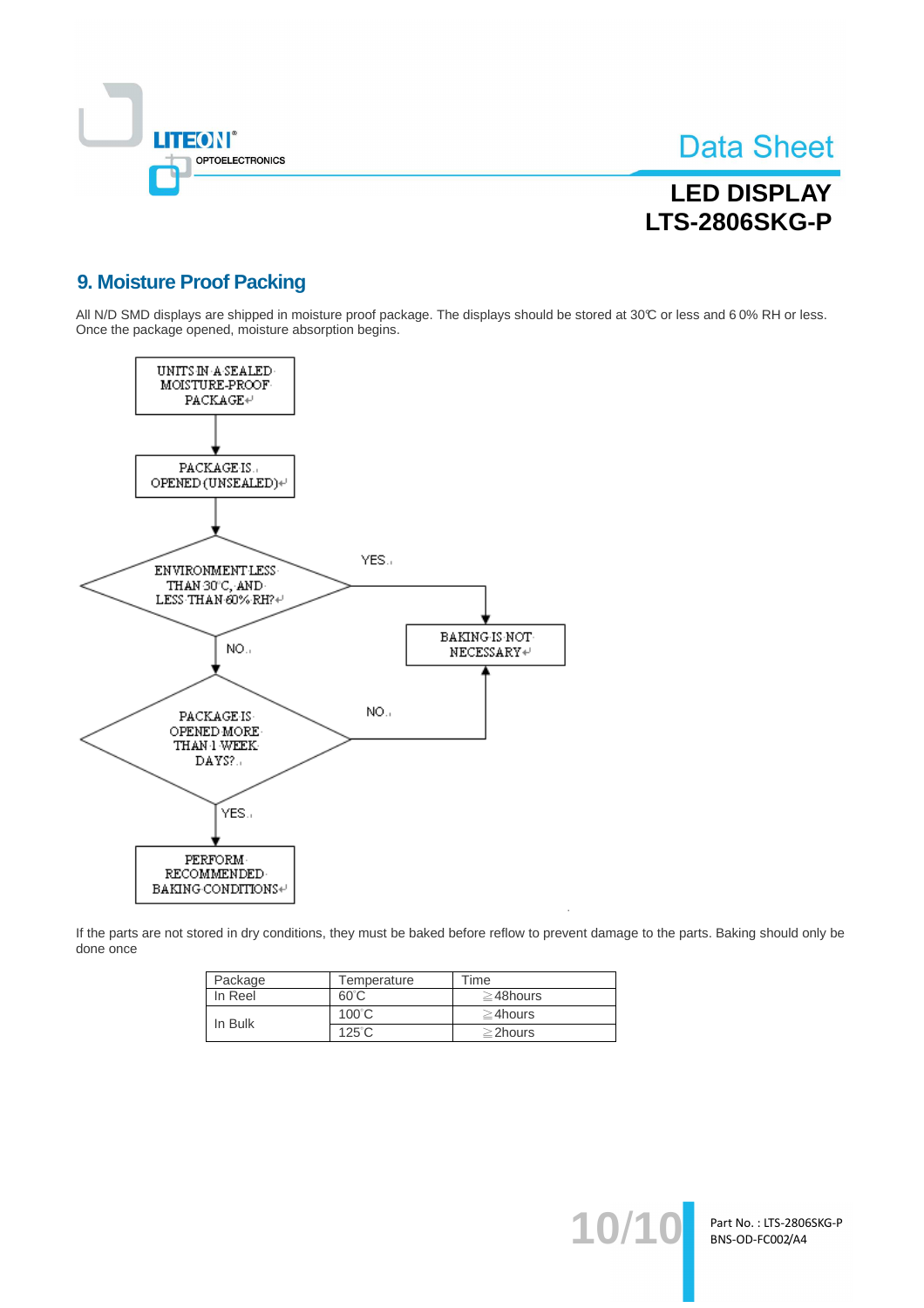## 9. Moisture Proof Packing

All N/D SMD displays are shipped in moisture proof package. The displays should be stored at 30℃ or less and 6 0% RH or less. Once the package opened, moisture absorption begins.

UNITS IN A SEALED MOISTURE-PROOF PACKAGE

PACKAGE IS OPENED (UNSEALED)

ENVIRONMENT LESS THAN 30°C, AND LESS THAN 60% RH?

YES

BAKING IS NOT NECESSARY

NO

PACKAGE IS OPENED MORE THAN 1 WEEK DAYS?

NO

YES

PERFORM RECOMMENDED BAKING CONDITIONS

If the parts are not stored in dry conditions, they must be baked before reflow to prevent damage to the parts. Baking should only be done once

| Package | Temperature | Time |
|---|---|---|
| In Reel | 60°C | ≧48hours |
| In Bulk | 100°C | ≧4hours |
| | 125°C | ≧2hours |